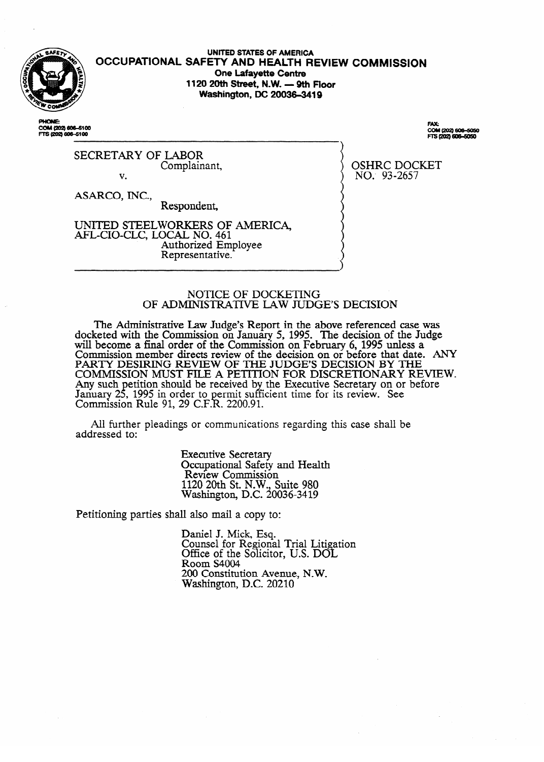**UNITED STATES OF AMERICA**

# OCCUPATIONAL SAFETY AND HEALTH REVIEW COMMISSION

**One Lafayette Centre**
**1120 20th Street, N.W. — 9th Floor**
**Washington, DC 20036-3419**

PHONE:
COM (202) 606-5100
FTS (202) 606-5100

FAX:
COM (202) 606-5050
FTS (202) 606-5050

SECRETARY OF LABOR
Complainant,

v.

ASARCO, INC.,
Respondent,

UNITED STEELWORKERS OF AMERICA, AFL-CIO-CLC, LOCAL NO. 461
Authorized Employee Representative.

OSHRC DOCKET NO. 93-2657

## NOTICE OF DOCKETING OF ADMINISTRATIVE LAW JUDGE'S DECISION

The Administrative Law Judge's Report in the above referenced case was docketed with the Commission on January 5, 1995. The decision of the Judge will become a final order of the Commission on February 6, 1995 unless a Commission member directs review of the decision on or before that date. ANY PARTY DESIRING REVIEW OF THE JUDGE'S DECISION BY THE COMMISSION MUST FILE A PETITION FOR DISCRETIONARY REVIEW. Any such petition should be received by the Executive Secretary on or before January 25, 1995 in order to permit sufficient time for its review. See Commission Rule 91, 29 C.F.R. 2200.91.

All further pleadings or communications regarding this case shall be addressed to:

Executive Secretary
Occupational Safety and Health Review Commission
1120 20th St. N.W., Suite 980
Washington, D.C. 20036-3419

Petitioning parties shall also mail a copy to:

Daniel J. Mick, Esq.
Counsel for Regional Trial Litigation
Office of the Solicitor, U.S. DOL
Room S4004
200 Constitution Avenue, N.W.
Washington, D.C. 20210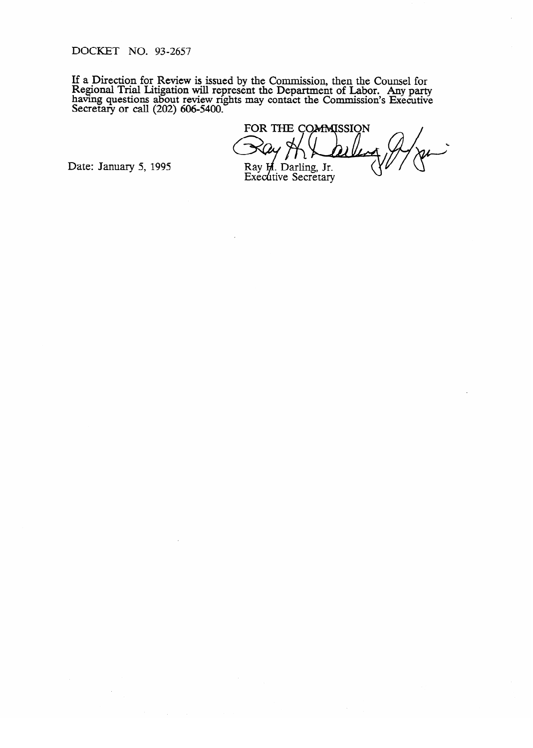DOCKET NO. 93-2657

If a Direction for Review is issued by the Commission, then the Counsel for Regional Trial Litigation will represent the Department of Labor. Any party having questions about review rights may contact the Commission's Executive Secretary or call (202) 606-5400.

FOR THE COMMISSION

Ray H. Darling, Jr.
Executive Secretary

Date: January 5, 1995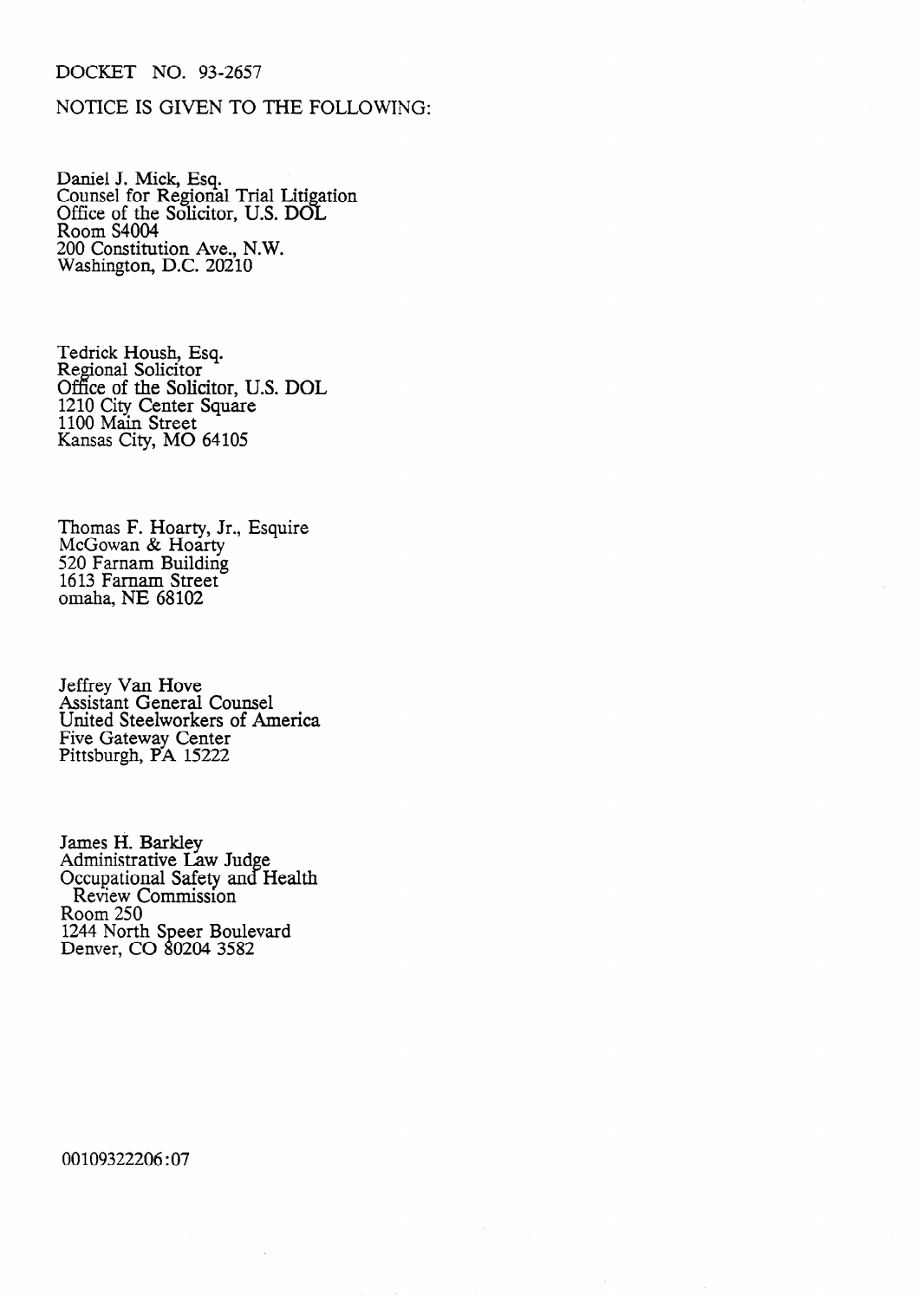DOCKET NO. 93-2657

NOTICE IS GIVEN TO THE FOLLOWING:

Daniel J. Mick, Esq.
Counsel for Regional Trial Litigation
Office of the Solicitor, U.S. DOL
Room S4004
200 Constitution Ave., N.W.
Washington, D.C. 20210

Tedrick Housh, Esq.
Regional Solicitor
Office of the Solicitor, U.S. DOL
1210 City Center Square
1100 Main Street
Kansas City, MO 64105

Thomas F. Hoarty, Jr., Esquire
McGowan & Hoarty
520 Farnam Building
1613 Farnam Street
omaha, NE 68102

Jeffrey Van Hove
Assistant General Counsel
United Steelworkers of America
Five Gateway Center
Pittsburgh, PA 15222

James H. Barkley
Administrative Law Judge
Occupational Safety and Health
Review Commission
Room 250
1244 North Speer Boulevard
Denver, CO 80204 3582

00109322206:07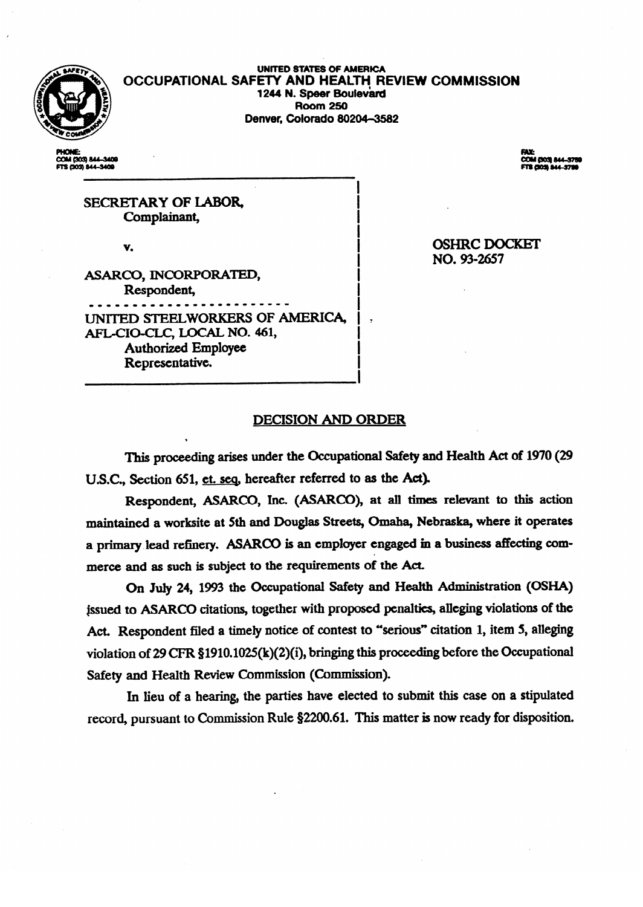UNITED STATES OF AMERICA

**OCCUPATIONAL SAFETY AND HEALTH REVIEW COMMISSION**

1244 N. Speer Boulevard
Room 250
Denver, Colorado 80204-3582

PHONE:
COM (303) 844-3409
FTS (303) 844-3409

FAX:
COM (303) 844-3759
FTS (303) 844-3759

SECRETARY OF LABOR,
Complainant,

v.

ASARCO, INCORPORATED,
Respondent,

UNITED STEELWORKERS OF AMERICA, AFL-CIO-CLC, LOCAL NO. 461,
Authorized Employee Representative.

OSHRC DOCKET NO. 93-2657

## DECISION AND ORDER

This proceeding arises under the Occupational Safety and Health Act of 1970 (29 U.S.C., Section 651, et. seq, hereafter referred to as the Act).

Respondent, ASARCO, Inc. (ASARCO), at all times relevant to this action maintained a worksite at 5th and Douglas Streets, Omaha, Nebraska, where it operates a primary lead refinery. ASARCO is an employer engaged in a business affecting commerce and as such is subject to the requirements of the Act.

On July 24, 1993 the Occupational Safety and Health Administration (OSHA) issued to ASARCO citations, together with proposed penalties, alleging violations of the Act. Respondent filed a timely notice of contest to "serious" citation 1, item 5, alleging violation of 29 CFR §1910.1025(k)(2)(i), bringing this proceeding before the Occupational Safety and Health Review Commission (Commission).

In lieu of a hearing, the parties have elected to submit this case on a stipulated record, pursuant to Commission Rule §2200.61. This matter is now ready for disposition.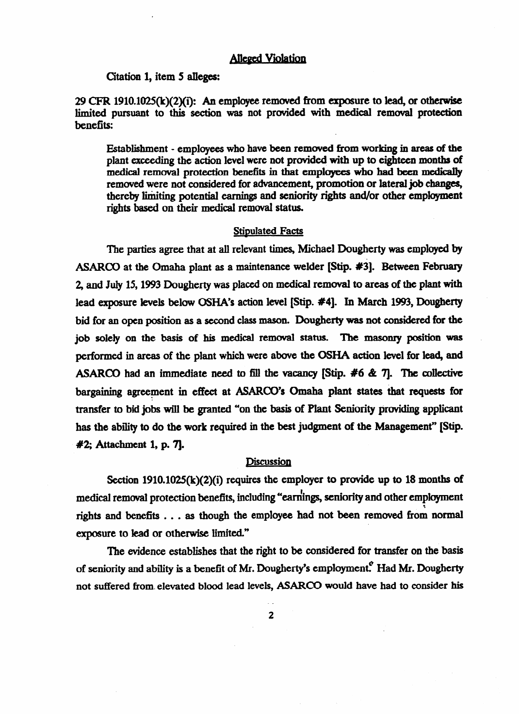## Alleged Violation

Citation 1, item 5 alleges:

29 CFR 1910.1025(k)(2)(i): An employee removed from exposure to lead, or otherwise limited pursuant to this section was not provided with medical removal protection benefits:

> Establishment - employees who have been removed from working in areas of the plant exceeding the action level were not provided with up to eighteen months of medical removal protection benefits in that employees who had been medically removed were not considered for advancement, promotion or lateral job changes, thereby limiting potential earnings and seniority rights and/or other employment rights based on their medical removal status.

## Stipulated Facts

The parties agree that at all relevant times, Michael Dougherty was employed by ASARCO at the Omaha plant as a maintenance welder [Stip. #3]. Between February 2, and July 15, 1993 Dougherty was placed on medical removal to areas of the plant with lead exposure levels below OSHA's action level [Stip. #4]. In March 1993, Dougherty bid for an open position as a second class mason. Dougherty was not considered for the job solely on the basis of his medical removal status. The masonry position was performed in areas of the plant which were above the OSHA action level for lead, and ASARCO had an immediate need to fill the vacancy [Stip. #6 & 7]. The collective bargaining agreement in effect at ASARCO's Omaha plant states that requests for transfer to bid jobs will be granted "on the basis of Plant Seniority providing applicant has the ability to do the work required in the best judgment of the Management" [Stip. #2; Attachment 1, p. 7].

## Discussion

Section 1910.1025(k)(2)(i) requires the employer to provide up to 18 months of medical removal protection benefits, including "earnings, seniority and other employment rights and benefits . . . as though the employee had not been removed from normal exposure to lead or otherwise limited."

The evidence establishes that the right to be considered for transfer on the basis of seniority and ability is a benefit of Mr. Dougherty's employment.[2] Had Mr. Dougherty not suffered from elevated blood lead levels, ASARCO would have had to consider his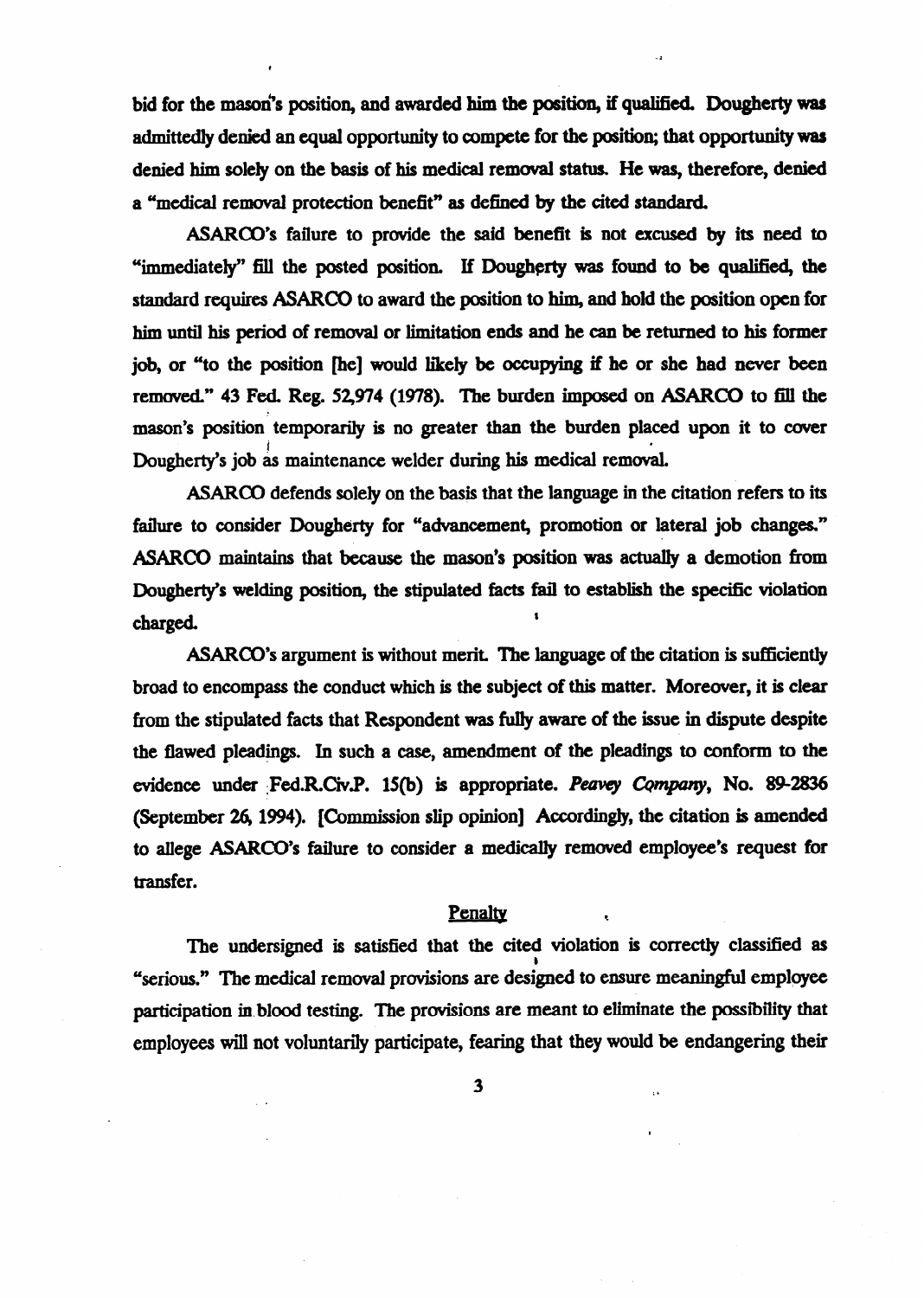bid for the mason's position, and awarded him the position, if qualified. Dougherty was admittedly denied an equal opportunity to compete for the position; that opportunity was denied him solely on the basis of his medical removal status. He was, therefore, denied a "medical removal protection benefit" as defined by the cited standard.

ASARCO's failure to provide the said benefit is not excused by its need to "immediately" fill the posted position. If Dougherty was found to be qualified, the standard requires ASARCO to award the position to him, and hold the position open for him until his period of removal or limitation ends and he can be returned to his former job, or "to the position [he] would likely be occupying if he or she had never been removed." 43 Fed. Reg. 52,974 (1978). The burden imposed on ASARCO to fill the mason's position temporarily is no greater than the burden placed upon it to cover Dougherty's job as maintenance welder during his medical removal.

ASARCO defends solely on the basis that the language in the citation refers to its failure to consider Dougherty for "advancement, promotion or lateral job changes." ASARCO maintains that because the mason's position was actually a demotion from Dougherty's welding position, the stipulated facts fail to establish the specific violation charged.

ASARCO's argument is without merit. The language of the citation is sufficiently broad to encompass the conduct which is the subject of this matter. Moreover, it is clear from the stipulated facts that Respondent was fully aware of the issue in dispute despite the flawed pleadings. In such a case, amendment of the pleadings to conform to the evidence under Fed.R.Civ.P. 15(b) is appropriate. *Peavey Company*, No. 89-2836 (September 26, 1994). [Commission slip opinion] Accordingly, the citation is amended to allege ASARCO's failure to consider a medically removed employee's request for transfer.

## Penalty

The undersigned is satisfied that the cited violation is correctly classified as "serious." The medical removal provisions are designed to ensure meaningful employee participation in blood testing. The provisions are meant to eliminate the possibility that employees will not voluntarily participate, fearing that they would be endangering their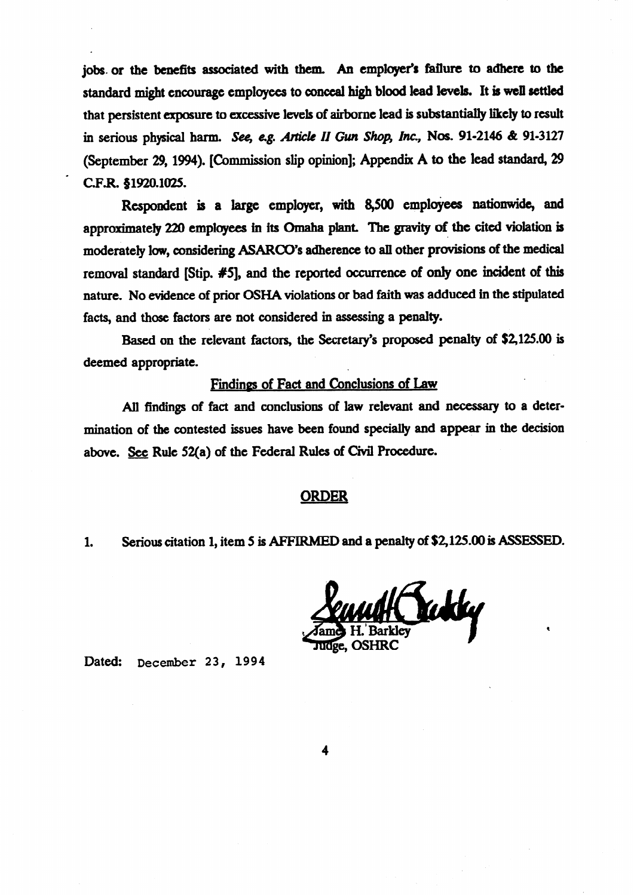jobs or the benefits associated with them. An employer's failure to adhere to the standard might encourage employees to conceal high blood lead levels. It is well settled that persistent exposure to excessive levels of airborne lead is substantially likely to result in serious physical harm. *See, e.g. Article II Gun Shop, Inc.*, Nos. 91-2146 & 91-3127 (September 29, 1994). [Commission slip opinion]; Appendix A to the lead standard, 29 C.F.R. §1920.1025.

Respondent is a large employer, with 8,500 employees nationwide, and approximately 220 employees in its Omaha plant. The gravity of the cited violation is moderately low, considering ASARCO's adherence to all other provisions of the medical removal standard [Stip. #5], and the reported occurrence of only one incident of this nature. No evidence of prior OSHA violations or bad faith was adduced in the stipulated facts, and those factors are not considered in assessing a penalty.

Based on the relevant factors, the Secretary's proposed penalty of $2,125.00 is deemed appropriate.

## Findings of Fact and Conclusions of Law

All findings of fact and conclusions of law relevant and necessary to a determination of the contested issues have been found specially and appear in the decision above. See Rule 52(a) of the Federal Rules of Civil Procedure.

## ORDER

1. Serious citation 1, item 5 is AFFIRMED and a penalty of $2,125.00 is ASSESSED.

James H. Barkley
Judge, OSHRC

Dated: December 23, 1994